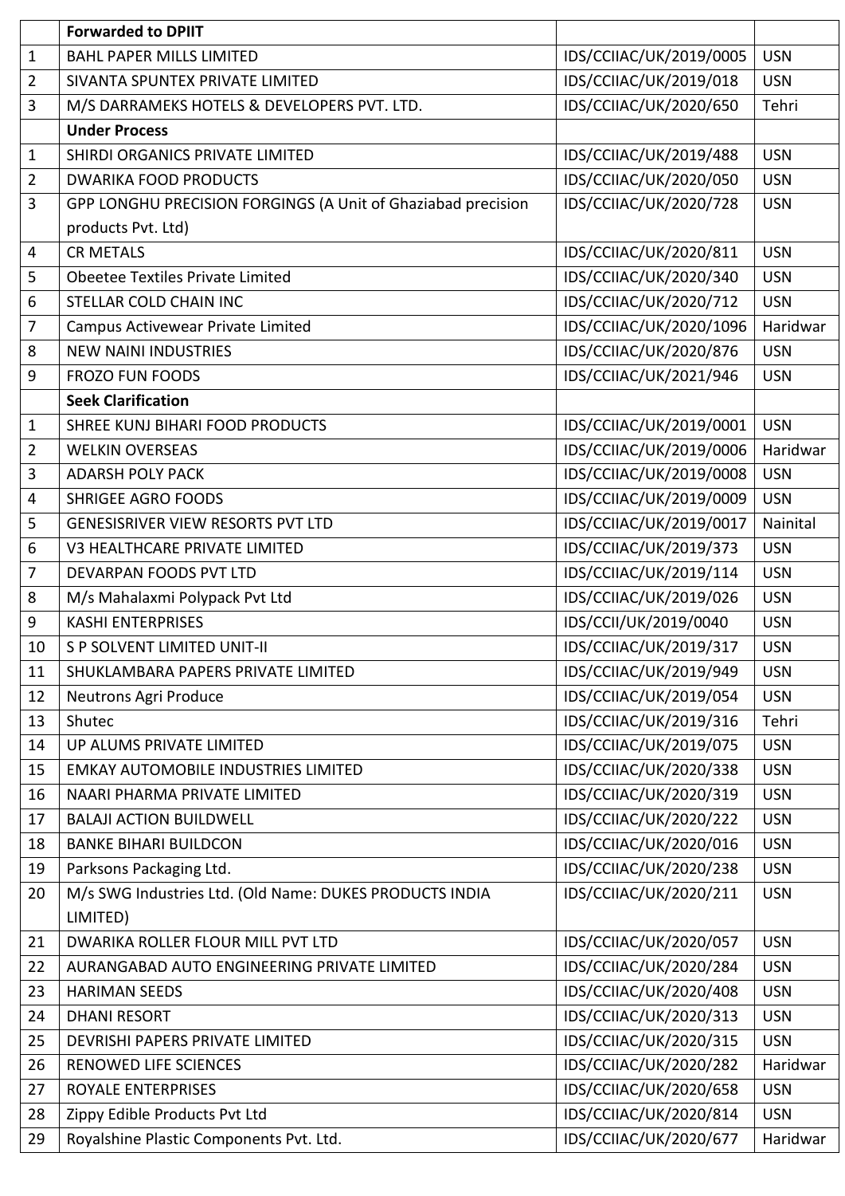| | Forwarded to DPIIT | | |
|---|---|---|---|
| 1 | BAHL PAPER MILLS LIMITED | IDS/CCIIAC/UK/2019/0005 | USN |
| 2 | SIVANTA SPUNTEX PRIVATE LIMITED | IDS/CCIIAC/UK/2019/018 | USN |
| 3 | M/S DARRAMEKS HOTELS & DEVELOPERS PVT. LTD. | IDS/CCIIAC/UK/2020/650 | Tehri |
| | **Under Process** | | |
| 1 | SHIRDI ORGANICS PRIVATE LIMITED | IDS/CCIIAC/UK/2019/488 | USN |
| 2 | DWARIKA FOOD PRODUCTS | IDS/CCIIAC/UK/2020/050 | USN |
| 3 | GPP LONGHU PRECISION FORGINGS (A Unit of Ghaziabad precision products Pvt. Ltd) | IDS/CCIIAC/UK/2020/728 | USN |
| 4 | CR METALS | IDS/CCIIAC/UK/2020/811 | USN |
| 5 | Obeetee Textiles Private Limited | IDS/CCIIAC/UK/2020/340 | USN |
| 6 | STELLAR COLD CHAIN INC | IDS/CCIIAC/UK/2020/712 | USN |
| 7 | Campus Activewear Private Limited | IDS/CCIIAC/UK/2020/1096 | Haridwar |
| 8 | NEW NAINI INDUSTRIES | IDS/CCIIAC/UK/2020/876 | USN |
| 9 | FROZO FUN FOODS | IDS/CCIIAC/UK/2021/946 | USN |
| | **Seek Clarification** | | |
| 1 | SHREE KUNJ BIHARI FOOD PRODUCTS | IDS/CCIIAC/UK/2019/0001 | USN |
| 2 | WELKIN OVERSEAS | IDS/CCIIAC/UK/2019/0006 | Haridwar |
| 3 | ADARSH POLY PACK | IDS/CCIIAC/UK/2019/0008 | USN |
| 4 | SHRIGEE AGRO FOODS | IDS/CCIIAC/UK/2019/0009 | USN |
| 5 | GENESISRIVER VIEW RESORTS PVT LTD | IDS/CCIIAC/UK/2019/0017 | Nainital |
| 6 | V3 HEALTHCARE PRIVATE LIMITED | IDS/CCIIAC/UK/2019/373 | USN |
| 7 | DEVARPAN FOODS PVT LTD | IDS/CCIIAC/UK/2019/114 | USN |
| 8 | M/s Mahalaxmi Polypack Pvt Ltd | IDS/CCIIAC/UK/2019/026 | USN |
| 9 | KASHI ENTERPRISES | IDS/CCII/UK/2019/0040 | USN |
| 10 | S P SOLVENT LIMITED UNIT-II | IDS/CCIIAC/UK/2019/317 | USN |
| 11 | SHUKLAMBARA PAPERS PRIVATE LIMITED | IDS/CCIIAC/UK/2019/949 | USN |
| 12 | Neutrons Agri Produce | IDS/CCIIAC/UK/2019/054 | USN |
| 13 | Shutec | IDS/CCIIAC/UK/2019/316 | Tehri |
| 14 | UP ALUMS PRIVATE LIMITED | IDS/CCIIAC/UK/2019/075 | USN |
| 15 | EMKAY AUTOMOBILE INDUSTRIES LIMITED | IDS/CCIIAC/UK/2020/338 | USN |
| 16 | NAARI PHARMA PRIVATE LIMITED | IDS/CCIIAC/UK/2020/319 | USN |
| 17 | BALAJI ACTION BUILDWELL | IDS/CCIIAC/UK/2020/222 | USN |
| 18 | BANKE BIHARI BUILDCON | IDS/CCIIAC/UK/2020/016 | USN |
| 19 | Parksons Packaging Ltd. | IDS/CCIIAC/UK/2020/238 | USN |
| 20 | M/s SWG Industries Ltd. (Old Name: DUKES PRODUCTS INDIA LIMITED) | IDS/CCIIAC/UK/2020/211 | USN |
| 21 | DWARIKA ROLLER FLOUR MILL PVT LTD | IDS/CCIIAC/UK/2020/057 | USN |
| 22 | AURANGABAD AUTO ENGINEERING PRIVATE LIMITED | IDS/CCIIAC/UK/2020/284 | USN |
| 23 | HARIMAN SEEDS | IDS/CCIIAC/UK/2020/408 | USN |
| 24 | DHANI RESORT | IDS/CCIIAC/UK/2020/313 | USN |
| 25 | DEVRISHI PAPERS PRIVATE LIMITED | IDS/CCIIAC/UK/2020/315 | USN |
| 26 | RENOWED LIFE SCIENCES | IDS/CCIIAC/UK/2020/282 | Haridwar |
| 27 | ROYALE ENTERPRISES | IDS/CCIIAC/UK/2020/658 | USN |
| 28 | Zippy Edible Products Pvt Ltd | IDS/CCIIAC/UK/2020/814 | USN |
| 29 | Royalshine Plastic Components Pvt. Ltd. | IDS/CCIIAC/UK/2020/677 | Haridwar |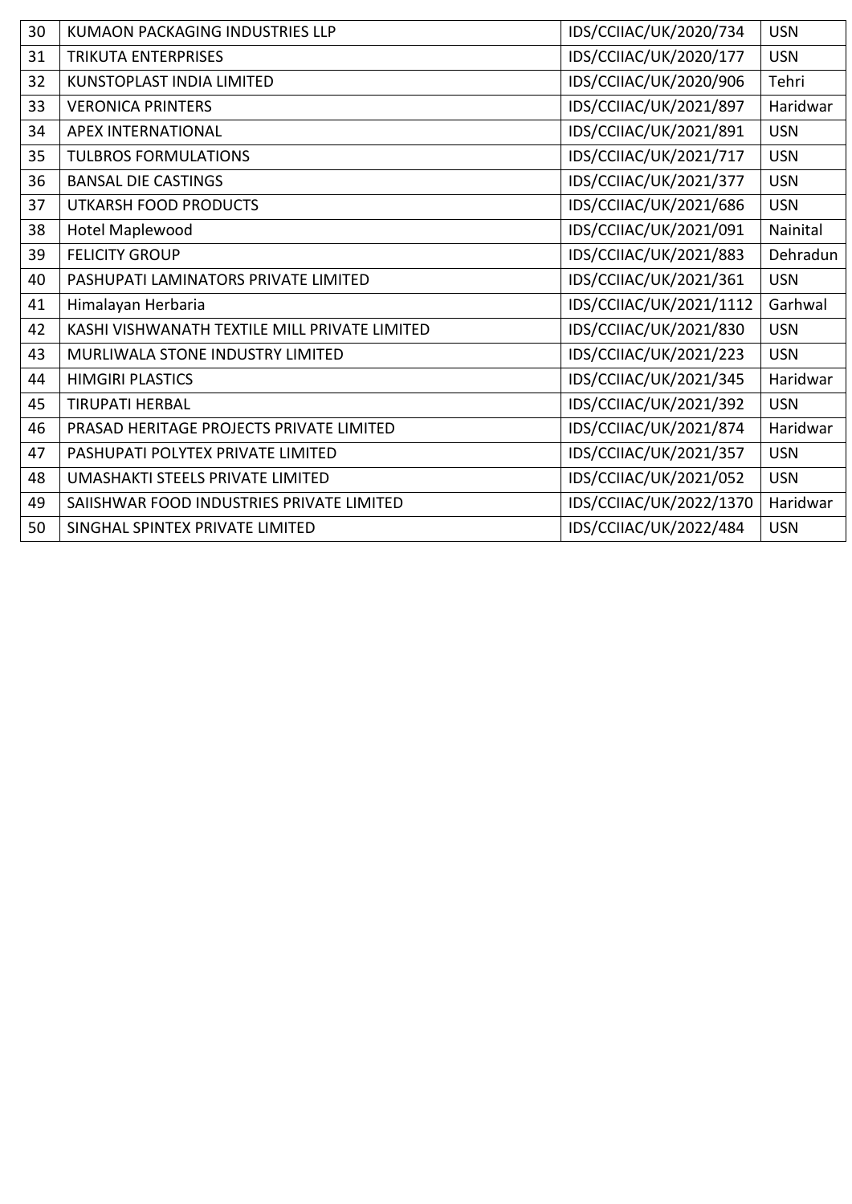| | | | |
|---|---|---|---|
| 30 | KUMAON PACKAGING INDUSTRIES LLP | IDS/CCIIAC/UK/2020/734 | USN |
| 31 | TRIKUTA ENTERPRISES | IDS/CCIIAC/UK/2020/177 | USN |
| 32 | KUNSTOPLAST INDIA LIMITED | IDS/CCIIAC/UK/2020/906 | Tehri |
| 33 | VERONICA PRINTERS | IDS/CCIIAC/UK/2021/897 | Haridwar |
| 34 | APEX INTERNATIONAL | IDS/CCIIAC/UK/2021/891 | USN |
| 35 | TULBROS FORMULATIONS | IDS/CCIIAC/UK/2021/717 | USN |
| 36 | BANSAL DIE CASTINGS | IDS/CCIIAC/UK/2021/377 | USN |
| 37 | UTKARSH FOOD PRODUCTS | IDS/CCIIAC/UK/2021/686 | USN |
| 38 | Hotel Maplewood | IDS/CCIIAC/UK/2021/091 | Nainital |
| 39 | FELICITY GROUP | IDS/CCIIAC/UK/2021/883 | Dehradun |
| 40 | PASHUPATI LAMINATORS PRIVATE LIMITED | IDS/CCIIAC/UK/2021/361 | USN |
| 41 | Himalayan Herbaria | IDS/CCIIAC/UK/2021/1112 | Garhwal |
| 42 | KASHI VISHWANATH TEXTILE MILL PRIVATE LIMITED | IDS/CCIIAC/UK/2021/830 | USN |
| 43 | MURLIWALA STONE INDUSTRY LIMITED | IDS/CCIIAC/UK/2021/223 | USN |
| 44 | HIMGIRI PLASTICS | IDS/CCIIAC/UK/2021/345 | Haridwar |
| 45 | TIRUPATI HERBAL | IDS/CCIIAC/UK/2021/392 | USN |
| 46 | PRASAD HERITAGE PROJECTS PRIVATE LIMITED | IDS/CCIIAC/UK/2021/874 | Haridwar |
| 47 | PASHUPATI POLYTEX PRIVATE LIMITED | IDS/CCIIAC/UK/2021/357 | USN |
| 48 | UMASHAKTI STEELS PRIVATE LIMITED | IDS/CCIIAC/UK/2021/052 | USN |
| 49 | SAIISHWAR FOOD INDUSTRIES PRIVATE LIMITED | IDS/CCIIAC/UK/2022/1370 | Haridwar |
| 50 | SINGHAL SPINTEX PRIVATE LIMITED | IDS/CCIIAC/UK/2022/484 | USN |